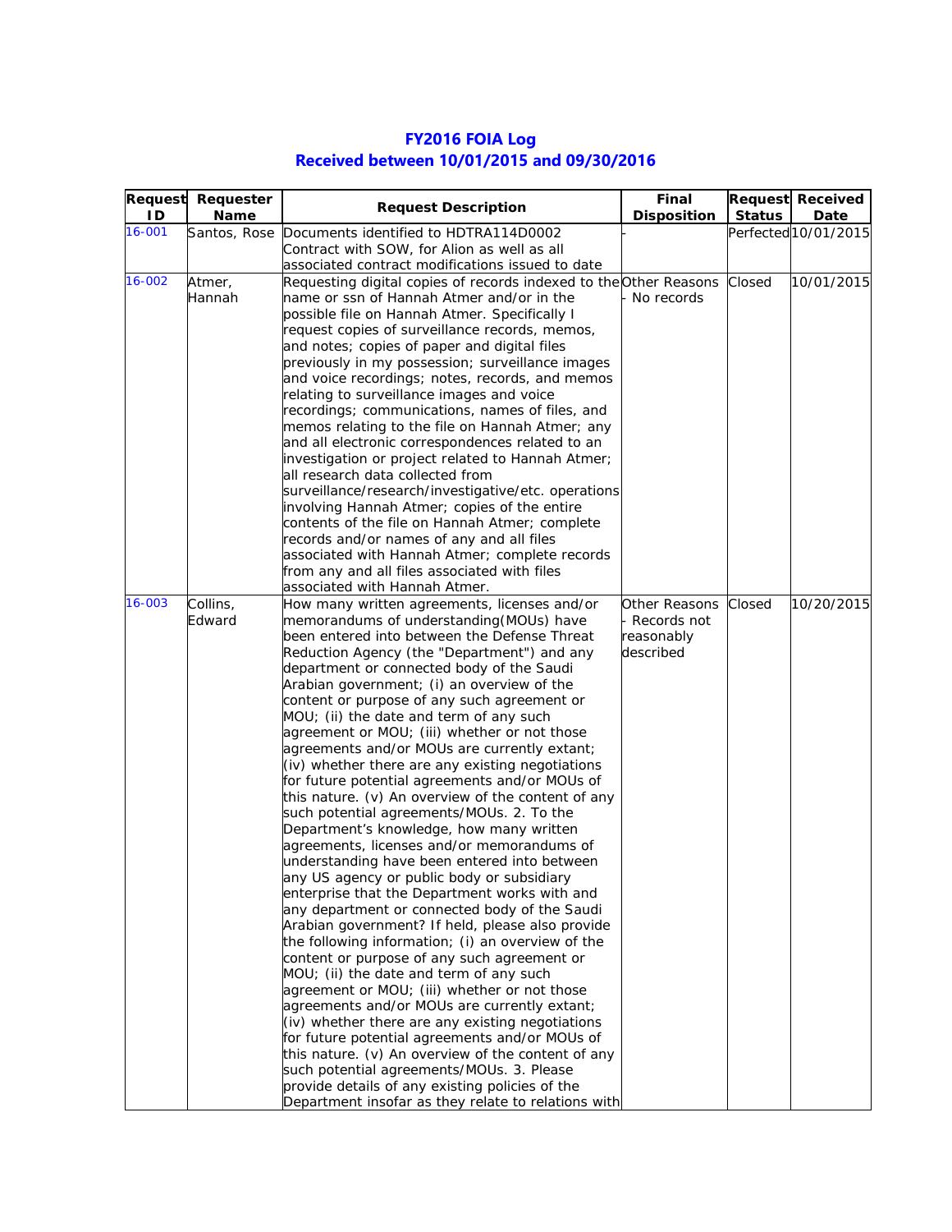# FY2016 FOIA Log
## Received between 10/01/2015 and 09/30/2016

| Request ID | Requester Name | Request Description | Final Disposition | Request Status | Received Date |
|---|---|---|---|---|---|
| 16-001 | Santos, Rose | Documents identified to HDTRA114D0002 Contract with SOW, for Alion as well as all associated contract modifications issued to date | - | Perfected | 10/01/2015 |
| 16-002 | Atmer, Hannah | Requesting digital copies of records indexed to the name or ssn of Hannah Atmer and/or in the possible file on Hannah Atmer. Specifically I request copies of surveillance records, memos, and notes; copies of paper and digital files previously in my possession; surveillance images and voice recordings; notes, records, and memos relating to surveillance images and voice recordings; communications, names of files, and memos relating to the file on Hannah Atmer; any and all electronic correspondences related to an investigation or project related to Hannah Atmer; all research data collected from surveillance/research/investigative/etc. operations involving Hannah Atmer; copies of the entire contents of the file on Hannah Atmer; complete records and/or names of any and all files associated with Hannah Atmer; complete records from any and all files associated with files associated with Hannah Atmer. | Other Reasons - No records | Closed | 10/01/2015 |
| 16-003 | Collins, Edward | How many written agreements, licenses and/or memorandums of understanding(MOUs) have been entered into between the Defense Threat Reduction Agency (the "Department") and any department or connected body of the Saudi Arabian government; (i) an overview of the content or purpose of any such agreement or MOU; (ii) the date and term of any such agreement or MOU; (iii) whether or not those agreements and/or MOUs are currently extant; (iv) whether there are any existing negotiations for future potential agreements and/or MOUs of this nature. (v) An overview of the content of any such potential agreements/MOUs. 2. To the Department's knowledge, how many written agreements, licenses and/or memorandums of understanding have been entered into between any US agency or public body or subsidiary enterprise that the Department works with and any department or connected body of the Saudi Arabian government? If held, please also provide the following information; (i) an overview of the content or purpose of any such agreement or MOU; (ii) the date and term of any such agreement or MOU; (iii) whether or not those agreements and/or MOUs are currently extant; (iv) whether there are any existing negotiations for future potential agreements and/or MOUs of this nature. (v) An overview of the content of any such potential agreements/MOUs. 3. Please provide details of any existing policies of the Department insofar as they relate to relations with | Other Reasons - Records not reasonably described | Closed | 10/20/2015 |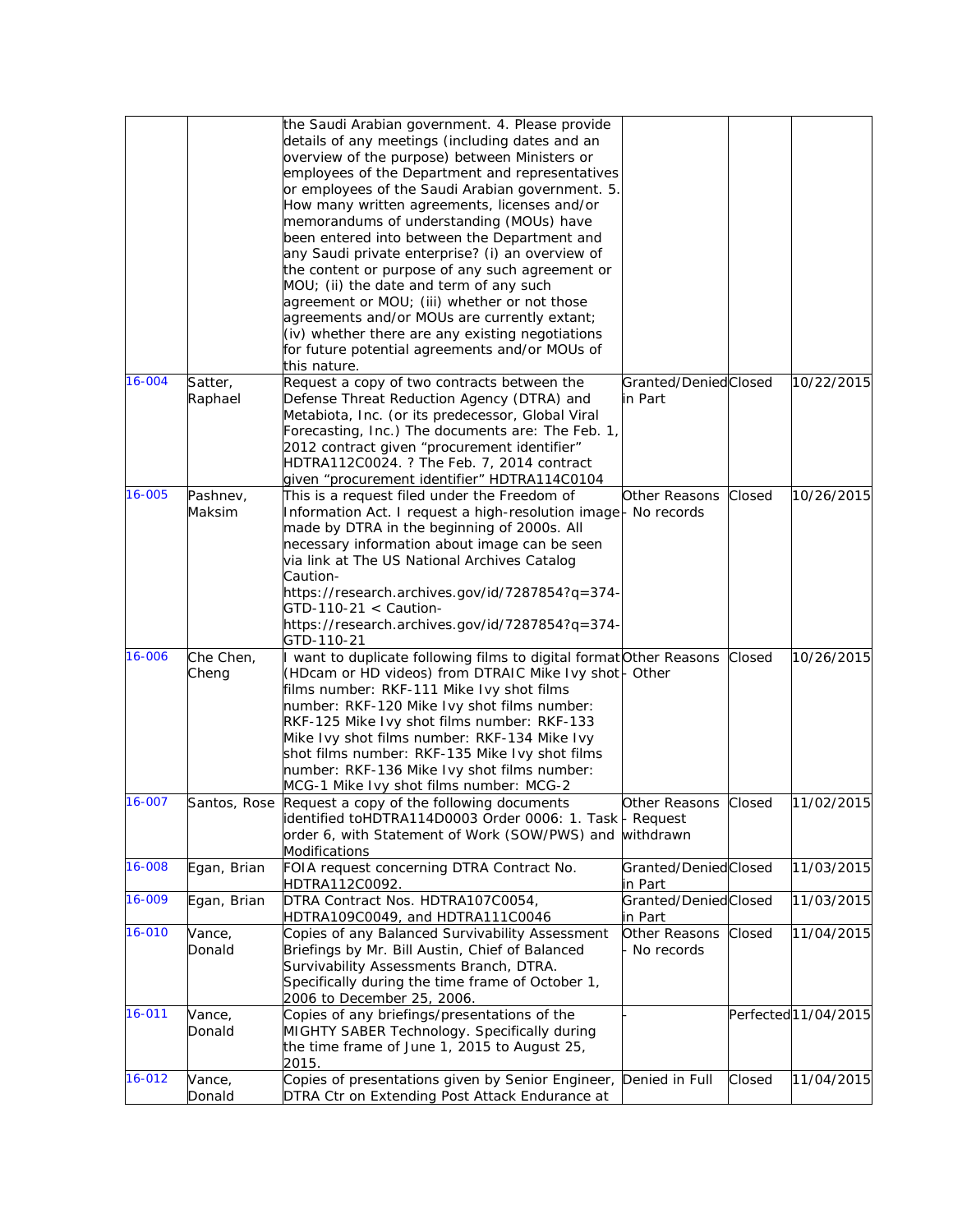| | | | | | |
|---|---|---|---|---|---|
| | | the Saudi Arabian government. 4. Please provide details of any meetings (including dates and an overview of the purpose) between Ministers or employees of the Department and representatives or employees of the Saudi Arabian government. 5. How many written agreements, licenses and/or memorandums of understanding (MOUs) have been entered into between the Department and any Saudi private enterprise? (i) an overview of the content or purpose of any such agreement or MOU; (ii) the date and term of any such agreement or MOU; (iii) whether or not those agreements and/or MOUs are currently extant; (iv) whether there are any existing negotiations for future potential agreements and/or MOUs of this nature. | | | |
| 16-004 | Satter, Raphael | Request a copy of two contracts between the Defense Threat Reduction Agency (DTRA) and Metabiota, Inc. (or its predecessor, Global Viral Forecasting, Inc.) The documents are: The Feb. 1, 2012 contract given "procurement identifier" HDTRA112C0024. ? The Feb. 7, 2014 contract given "procurement identifier" HDTRA114C0104 | Granted/Denied in Part | Closed | 10/22/2015 |
| 16-005 | Pashnev, Maksim | This is a request filed under the Freedom of Information Act. I request a high-resolution image made by DTRA in the beginning of 2000s. All necessary information about image can be seen via link at The US National Archives Catalog Caution- https://research.archives.gov/id/7287854?q=374-GTD-110-21 < Caution- https://research.archives.gov/id/7287854?q=374-GTD-110-21 | Other Reasons - No records | Closed | 10/26/2015 |
| 16-006 | Che Chen, Cheng | I want to duplicate following films to digital format (HDcam or HD videos) from DTRAIC Mike Ivy shot films number: RKF-111 Mike Ivy shot films number: RKF-120 Mike Ivy shot films number: RKF-125 Mike Ivy shot films number: RKF-133 Mike Ivy shot films number: RKF-134 Mike Ivy shot films number: RKF-135 Mike Ivy shot films number: RKF-136 Mike Ivy shot films number: MCG-1 Mike Ivy shot films number: MCG-2 | Other Reasons - Other | Closed | 10/26/2015 |
| 16-007 | Santos, Rose | Request a copy of the following documents identified toHDTRA114D0003 Order 0006: 1. Task order 6, with Statement of Work (SOW/PWS) and Modifications | Other Reasons - Request withdrawn | Closed | 11/02/2015 |
| 16-008 | Egan, Brian | FOIA request concerning DTRA Contract No. HDTRA112C0092. | Granted/Denied in Part | Closed | 11/03/2015 |
| 16-009 | Egan, Brian | DTRA Contract Nos. HDTRA107C0054, HDTRA109C0049, and HDTRA111C0046 | Granted/Denied in Part | Closed | 11/03/2015 |
| 16-010 | Vance, Donald | Copies of any Balanced Survivability Assessment Briefings by Mr. Bill Austin, Chief of Balanced Survivability Assessments Branch, DTRA. Specifically during the time frame of October 1, 2006 to December 25, 2006. | Other Reasons - No records | Closed | 11/04/2015 |
| 16-011 | Vance, Donald | Copies of any briefings/presentations of the MIGHTY SABER Technology. Specifically during the time frame of June 1, 2015 to August 25, 2015. | - | Perfected | 11/04/2015 |
| 16-012 | Vance, Donald | Copies of presentations given by Senior Engineer, DTRA Ctr on Extending Post Attack Endurance at | Denied in Full | Closed | 11/04/2015 |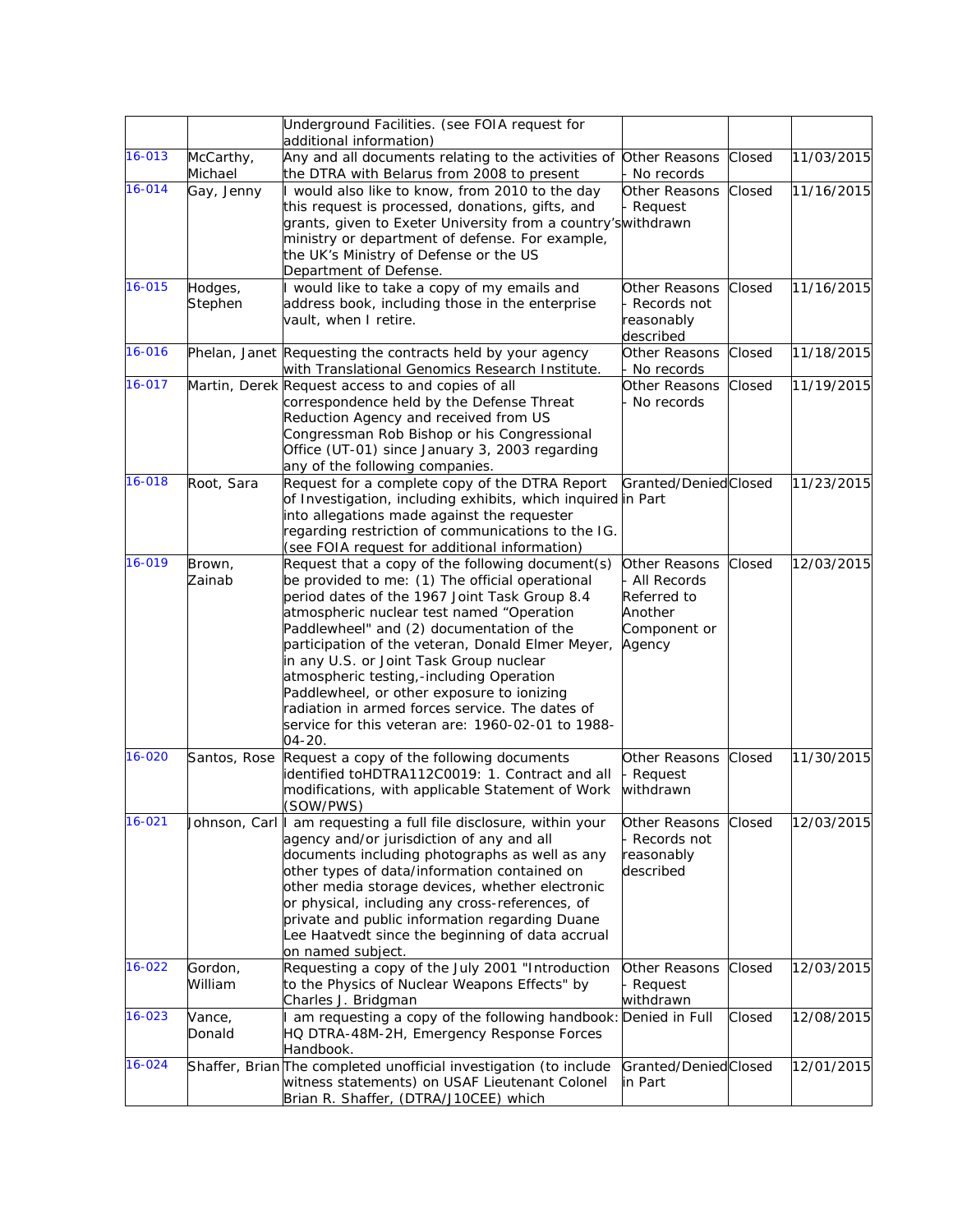| | | | | | |
|---|---|---|---|---|---|
| | | Underground Facilities. (see FOIA request for additional information) | | | |
| 16-013 | McCarthy, Michael | Any and all documents relating to the activities of the DTRA with Belarus from 2008 to present | Other Reasons - No records | Closed | 11/03/2015 |
| 16-014 | Gay, Jenny | I would also like to know, from 2010 to the day this request is processed, donations, gifts, and grants, given to Exeter University from a country's ministry or department of defense. For example, the UK's Ministry of Defense or the US Department of Defense. | Other Reasons - Request withdrawn | Closed | 11/16/2015 |
| 16-015 | Hodges, Stephen | I would like to take a copy of my emails and address book, including those in the enterprise vault, when I retire. | Other Reasons - Records not reasonably described | Closed | 11/16/2015 |
| 16-016 | Phelan, Janet | Requesting the contracts held by your agency with Translational Genomics Research Institute. | Other Reasons - No records | Closed | 11/18/2015 |
| 16-017 | Martin, Derek | Request access to and copies of all correspondence held by the Defense Threat Reduction Agency and received from US Congressman Rob Bishop or his Congressional Office (UT-01) since January 3, 2003 regarding any of the following companies. | Other Reasons - No records | Closed | 11/19/2015 |
| 16-018 | Root, Sara | Request for a complete copy of the DTRA Report of Investigation, including exhibits, which inquired into allegations made against the requester regarding restriction of communications to the IG. (see FOIA request for additional information) | Granted/Denied in Part | Closed | 11/23/2015 |
| 16-019 | Brown, Zainab | Request that a copy of the following document(s) be provided to me: (1) The official operational period dates of the 1967 Joint Task Group 8.4 atmospheric nuclear test named "Operation Paddlewheel" and (2) documentation of the participation of the veteran, Donald Elmer Meyer, in any U.S. or Joint Task Group nuclear atmospheric testing,-including Operation Paddlewheel, or other exposure to ionizing radiation in armed forces service. The dates of service for this veteran are: 1960-02-01 to 1988-04-20. | Other Reasons - All Records Referred to Another Component or Agency | Closed | 12/03/2015 |
| 16-020 | Santos, Rose | Request a copy of the following documents identified toHDTRA112C0019: 1. Contract and all modifications, with applicable Statement of Work (SOW/PWS) | Other Reasons - Request withdrawn | Closed | 11/30/2015 |
| 16-021 | Johnson, Carl | I am requesting a full file disclosure, within your agency and/or jurisdiction of any and all documents including photographs as well as any other types of data/information contained on other media storage devices, whether electronic or physical, including any cross-references, of private and public information regarding Duane Lee Haatvedt since the beginning of data accrual on named subject. | Other Reasons - Records not reasonably described | Closed | 12/03/2015 |
| 16-022 | Gordon, William | Requesting a copy of the July 2001 "Introduction to the Physics of Nuclear Weapons Effects" by Charles J. Bridgman | Other Reasons - Request withdrawn | Closed | 12/03/2015 |
| 16-023 | Vance, Donald | I am requesting a copy of the following handbook: HQ DTRA-48M-2H, Emergency Response Forces Handbook. | Denied in Full | Closed | 12/08/2015 |
| 16-024 | Shaffer, Brian | The completed unofficial investigation (to include witness statements) on USAF Lieutenant Colonel Brian R. Shaffer, (DTRA/J10CEE) which | Granted/Denied in Part | Closed | 12/01/2015 |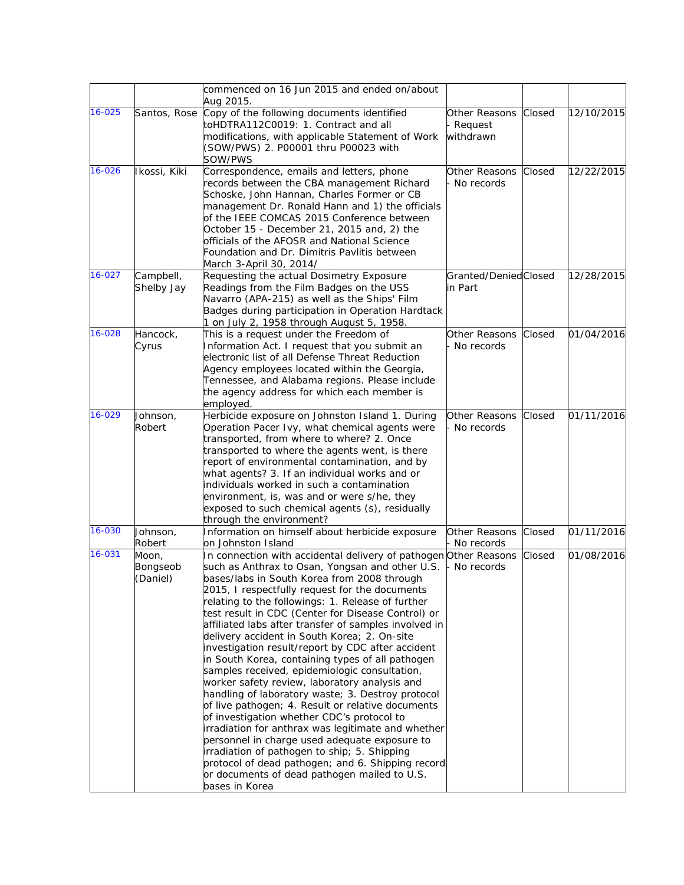| | | | | | |
|---|---|---|---|---|---|
| | | commenced on 16 Jun 2015 and ended on/about Aug 2015. | | | |
| 16-025 | Santos, Rose | Copy of the following documents identified toHDTRA112C0019: 1. Contract and all modifications, with applicable Statement of Work (SOW/PWS) 2. P00001 thru P00023 with SOW/PWS | Other Reasons - Request withdrawn | Closed | 12/10/2015 |
| 16-026 | Ikossi, Kiki | Correspondence, emails and letters, phone records between the CBA management Richard Schoske, John Hannan, Charles Former or CB management Dr. Ronald Hann and 1) the officials of the IEEE COMCAS 2015 Conference between October 15 - December 21, 2015 and, 2) the officials of the AFOSR and National Science Foundation and Dr. Dimitris Pavlitis between March 3-April 30, 2014/ | Other Reasons - No records | Closed | 12/22/2015 |
| 16-027 | Campbell, Shelby Jay | Requesting the actual Dosimetry Exposure Readings from the Film Badges on the USS Navarro (APA-215) as well as the Ships' Film Badges during participation in Operation Hardtack 1 on July 2, 1958 through August 5, 1958. | Granted/Denied in Part | Closed | 12/28/2015 |
| 16-028 | Hancock, Cyrus | This is a request under the Freedom of Information Act. I request that you submit an electronic list of all Defense Threat Reduction Agency employees located within the Georgia, Tennessee, and Alabama regions. Please include the agency address for which each member is employed. | Other Reasons - No records | Closed | 01/04/2016 |
| 16-029 | Johnson, Robert | Herbicide exposure on Johnston Island 1. During Operation Pacer Ivy, what chemical agents were transported, from where to where? 2. Once transported to where the agents went, is there report of environmental contamination, and by what agents? 3. If an individual works and or individuals worked in such a contamination environment, is, was and or were s/he, they exposed to such chemical agents (s), residually through the environment? | Other Reasons - No records | Closed | 01/11/2016 |
| 16-030 | Johnson, Robert | Information on himself about herbicide exposure on Johnston Island | Other Reasons - No records | Closed | 01/11/2016 |
| 16-031 | Moon, Bongseob (Daniel) | In connection with accidental delivery of pathogen such as Anthrax to Osan, Yongsan and other U.S. bases/labs in South Korea from 2008 through 2015, I respectfully request for the documents relating to the followings: 1. Release of further test result in CDC (Center for Disease Control) or affiliated labs after transfer of samples involved in delivery accident in South Korea; 2. On-site investigation result/report by CDC after accident in South Korea, containing types of all pathogen samples received, epidemiologic consultation, worker safety review, laboratory analysis and handling of laboratory waste; 3. Destroy protocol of live pathogen; 4. Result or relative documents of investigation whether CDC's protocol to irradiation for anthrax was legitimate and whether personnel in charge used adequate exposure to irradiation of pathogen to ship; 5. Shipping protocol of dead pathogen; and 6. Shipping record or documents of dead pathogen mailed to U.S. bases in Korea | Other Reasons - No records | Closed | 01/08/2016 |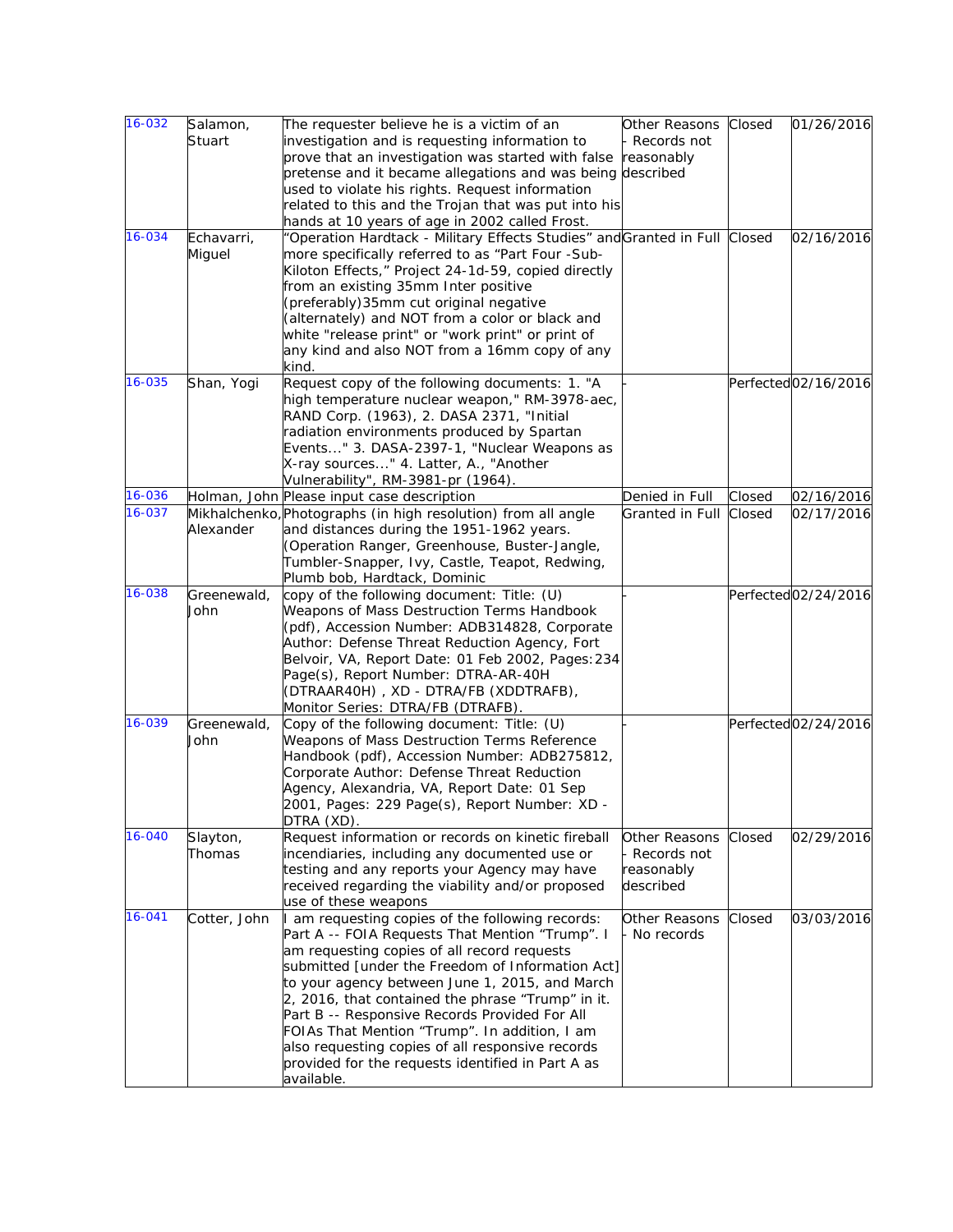| 16-032 | Salamon, Stuart | The requester believe he is a victim of an investigation and is requesting information to prove that an investigation was started with false pretense and it became allegations and was being used to violate his rights. Request information related to this and the Trojan that was put into his hands at 10 years of age in 2002 called Frost. | Other Reasons - Records not reasonably described | Closed | 01/26/2016 |
|---|---|---|---|---|---|
| 16-034 | Echavarri, Miguel | "Operation Hardtack - Military Effects Studies" and more specifically referred to as "Part Four -Sub-Kiloton Effects," Project 24-1d-59, copied directly from an existing 35mm Inter positive (preferably)35mm cut original negative (alternately) and NOT from a color or black and white "release print" or "work print" or print of any kind and also NOT from a 16mm copy of any kind. | Granted in Full | Closed | 02/16/2016 |
| 16-035 | Shan, Yogi | Request copy of the following documents: 1. "A high temperature nuclear weapon," RM-3978-aec, RAND Corp. (1963), 2. DASA 2371, "Initial radiation environments produced by Spartan Events..." 3. DASA-2397-1, "Nuclear Weapons as X-ray sources..." 4. Latter, A., "Another Vulnerability", RM-3981-pr (1964). | - | Perfected | 02/16/2016 |
| 16-036 | Holman, John | Please input case description | Denied in Full | Closed | 02/16/2016 |
| 16-037 | Mikhalchenko, Alexander | Photographs (in high resolution) from all angle and distances during the 1951-1962 years. (Operation Ranger, Greenhouse, Buster-Jangle, Tumbler-Snapper, Ivy, Castle, Teapot, Redwing, Plumb bob, Hardtack, Dominic | Granted in Full | Closed | 02/17/2016 |
| 16-038 | Greenewald, John | copy of the following document: Title: (U) Weapons of Mass Destruction Terms Handbook (pdf), Accession Number: ADB314828, Corporate Author: Defense Threat Reduction Agency, Fort Belvoir, VA, Report Date: 01 Feb 2002, Pages:234 Page(s), Report Number: DTRA-AR-40H (DTRAAR40H) , XD - DTRA/FB (XDDTRAFB), Monitor Series: DTRA/FB (DTRAFB). | - | Perfected | 02/24/2016 |
| 16-039 | Greenewald, John | Copy of the following document: Title: (U) Weapons of Mass Destruction Terms Reference Handbook (pdf), Accession Number: ADB275812, Corporate Author: Defense Threat Reduction Agency, Alexandria, VA, Report Date: 01 Sep 2001, Pages: 229 Page(s), Report Number: XD - DTRA (XD). | - | Perfected | 02/24/2016 |
| 16-040 | Slayton, Thomas | Request information or records on kinetic fireball incendiaries, including any documented use or testing and any reports your Agency may have received regarding the viability and/or proposed use of these weapons | Other Reasons - Records not reasonably described | Closed | 02/29/2016 |
| 16-041 | Cotter, John | I am requesting copies of the following records: Part A -- FOIA Requests That Mention "Trump". I am requesting copies of all record requests submitted [under the Freedom of Information Act] to your agency between June 1, 2015, and March 2, 2016, that contained the phrase "Trump" in it. Part B -- Responsive Records Provided For All FOIAs That Mention "Trump". In addition, I am also requesting copies of all responsive records provided for the requests identified in Part A as available. | Other Reasons - No records | Closed | 03/03/2016 |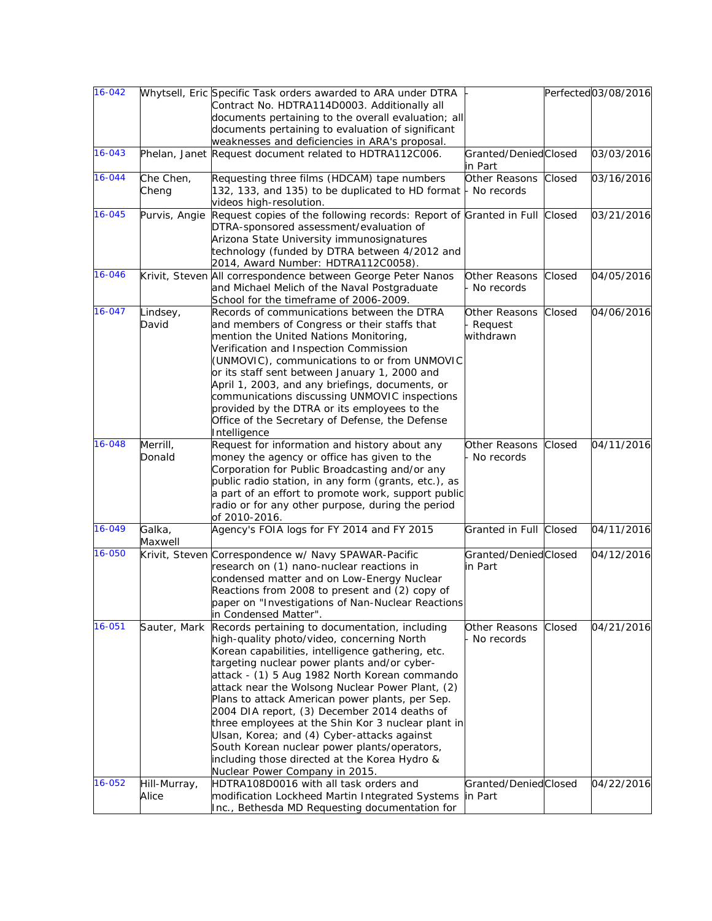| 16-042 | Whytsell, Eric | Specific Task orders awarded to ARA under DTRA Contract No. HDTRA114D0003. Additionally all documents pertaining to the overall evaluation; all documents pertaining to evaluation of significant weaknesses and deficiencies in ARA's proposal. | - | Perfected | 03/08/2016 |
|---|---|---|---|---|---|
| 16-043 | Phelan, Janet | Request document related to HDTRA112C006. | Granted/Denied in Part | Closed | 03/03/2016 |
| 16-044 | Che Chen, Cheng | Requesting three films (HDCAM) tape numbers 132, 133, and 135) to be duplicated to HD format videos high-resolution. | Other Reasons - No records | Closed | 03/16/2016 |
| 16-045 | Purvis, Angie | Request copies of the following records: Report of DTRA-sponsored assessment/evaluation of Arizona State University immunosignatures technology (funded by DTRA between 4/2012 and 2014, Award Number: HDTRA112C0058). | Granted in Full | Closed | 03/21/2016 |
| 16-046 | Krivit, Steven | All correspondence between George Peter Nanos and Michael Melich of the Naval Postgraduate School for the timeframe of 2006-2009. | Other Reasons - No records | Closed | 04/05/2016 |
| 16-047 | Lindsey, David | Records of communications between the DTRA and members of Congress or their staffs that mention the United Nations Monitoring, Verification and Inspection Commission (UNMOVIC), communications to or from UNMOVIC or its staff sent between January 1, 2000 and April 1, 2003, and any briefings, documents, or communications discussing UNMOVIC inspections provided by the DTRA or its employees to the Office of the Secretary of Defense, the Defense Intelligence | Other Reasons - Request withdrawn | Closed | 04/06/2016 |
| 16-048 | Merrill, Donald | Request for information and history about any money the agency or office has given to the Corporation for Public Broadcasting and/or any public radio station, in any form (grants, etc.), as a part of an effort to promote work, support public radio or for any other purpose, during the period of 2010-2016. | Other Reasons - No records | Closed | 04/11/2016 |
| 16-049 | Galka, Maxwell | Agency's FOIA logs for FY 2014 and FY 2015 | Granted in Full | Closed | 04/11/2016 |
| 16-050 | Krivit, Steven | Correspondence w/ Navy SPAWAR-Pacific research on (1) nano-nuclear reactions in condensed matter and on Low-Energy Nuclear Reactions from 2008 to present and (2) copy of paper on "Investigations of Nan-Nuclear Reactions in Condensed Matter". | Granted/Denied in Part | Closed | 04/12/2016 |
| 16-051 | Sauter, Mark | Records pertaining to documentation, including high-quality photo/video, concerning North Korean capabilities, intelligence gathering, etc. targeting nuclear power plants and/or cyber-attack - (1) 5 Aug 1982 North Korean commando attack near the Wolsong Nuclear Power Plant, (2) Plans to attack American power plants, per Sep. 2004 DIA report, (3) December 2014 deaths of three employees at the Shin Kor 3 nuclear plant in Ulsan, Korea; and (4) Cyber-attacks against South Korean nuclear power plants/operators, including those directed at the Korea Hydro & Nuclear Power Company in 2015. | Other Reasons - No records | Closed | 04/21/2016 |
| 16-052 | Hill-Murray, Alice | HDTRA108D0016 with all task orders and modification Lockheed Martin Integrated Systems Inc., Bethesda MD Requesting documentation for | Granted/Denied in Part | Closed | 04/22/2016 |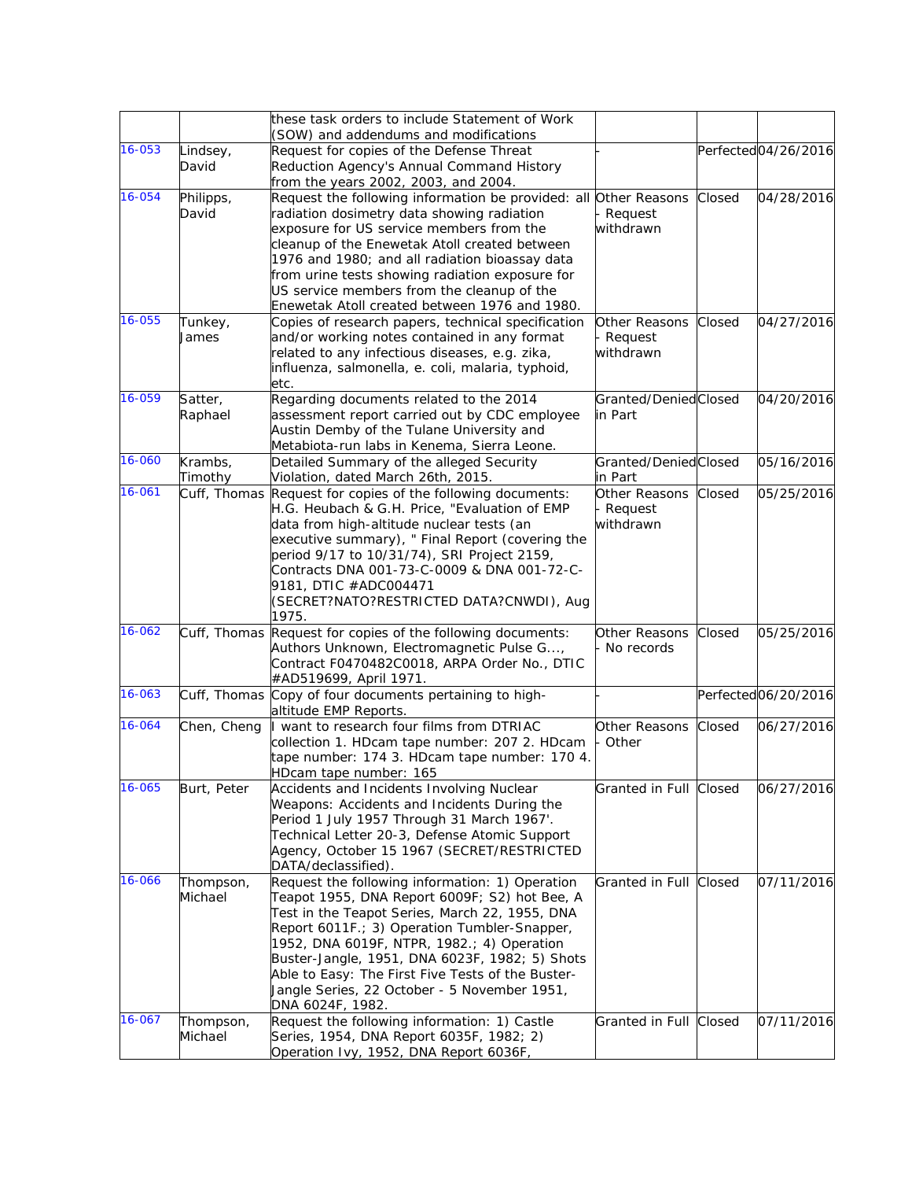| | | | | | |
|---|---|---|---|---|---|
| | | these task orders to include Statement of Work (SOW) and addendums and modifications | | | |
| 16-053 | Lindsey, David | Request for copies of the Defense Threat Reduction Agency's Annual Command History from the years 2002, 2003, and 2004. | - | Perfected | 04/26/2016 |
| 16-054 | Philipps, David | Request the following information be provided: all radiation dosimetry data showing radiation exposure for US service members from the cleanup of the Enewetak Atoll created between 1976 and 1980; and all radiation bioassay data from urine tests showing radiation exposure for US service members from the cleanup of the Enewetak Atoll created between 1976 and 1980. | Other Reasons - Request withdrawn | Closed | 04/28/2016 |
| 16-055 | Tunkey, James | Copies of research papers, technical specification and/or working notes contained in any format related to any infectious diseases, e.g. zika, influenza, salmonella, e. coli, malaria, typhoid, etc. | Other Reasons - Request withdrawn | Closed | 04/27/2016 |
| 16-059 | Satter, Raphael | Regarding documents related to the 2014 assessment report carried out by CDC employee Austin Demby of the Tulane University and Metabiota-run labs in Kenema, Sierra Leone. | Granted/Denied in Part | Closed | 04/20/2016 |
| 16-060 | Krambs, Timothy | Detailed Summary of the alleged Security Violation, dated March 26th, 2015. | Granted/Denied in Part | Closed | 05/16/2016 |
| 16-061 | Cuff, Thomas | Request for copies of the following documents: H.G. Heubach & G.H. Price, "Evaluation of EMP data from high-altitude nuclear tests (an executive summary), " Final Report (covering the period 9/17 to 10/31/74), SRI Project 2159, Contracts DNA 001-73-C-0009 & DNA 001-72-C-9181, DTIC #ADC004471 (SECRET?NATO?RESTRICTED DATA?CNWDI), Aug 1975. | Other Reasons - Request withdrawn | Closed | 05/25/2016 |
| 16-062 | Cuff, Thomas | Request for copies of the following documents: Authors Unknown, Electromagnetic Pulse G..., Contract F0470482C0018, ARPA Order No., DTIC #AD519699, April 1971. | Other Reasons - No records | Closed | 05/25/2016 |
| 16-063 | Cuff, Thomas | Copy of four documents pertaining to high-altitude EMP Reports. | - | Perfected | 06/20/2016 |
| 16-064 | Chen, Cheng | I want to research four films from DTRIAC collection 1. HDcam tape number: 207 2. HDcam tape number: 174 3. HDcam tape number: 170 4. HDcam tape number: 165 | Other Reasons - Other | Closed | 06/27/2016 |
| 16-065 | Burt, Peter | Accidents and Incidents Involving Nuclear Weapons: Accidents and Incidents During the Period 1 July 1957 Through 31 March 1967'. Technical Letter 20-3, Defense Atomic Support Agency, October 15 1967 (SECRET/RESTRICTED DATA/declassified). | Granted in Full | Closed | 06/27/2016 |
| 16-066 | Thompson, Michael | Request the following information: 1) Operation Teapot 1955, DNA Report 6009F; S2) hot Bee, A Test in the Teapot Series, March 22, 1955, DNA Report 6011F.; 3) Operation Tumbler-Snapper, 1952, DNA 6019F, NTPR, 1982.; 4) Operation Buster-Jangle, 1951, DNA 6023F, 1982; 5) Shots Able to Easy: The First Five Tests of the Buster-Jangle Series, 22 October - 5 November 1951, DNA 6024F, 1982. | Granted in Full | Closed | 07/11/2016 |
| 16-067 | Thompson, Michael | Request the following information: 1) Castle Series, 1954, DNA Report 6035F, 1982; 2) Operation Ivy, 1952, DNA Report 6036F, | Granted in Full | Closed | 07/11/2016 |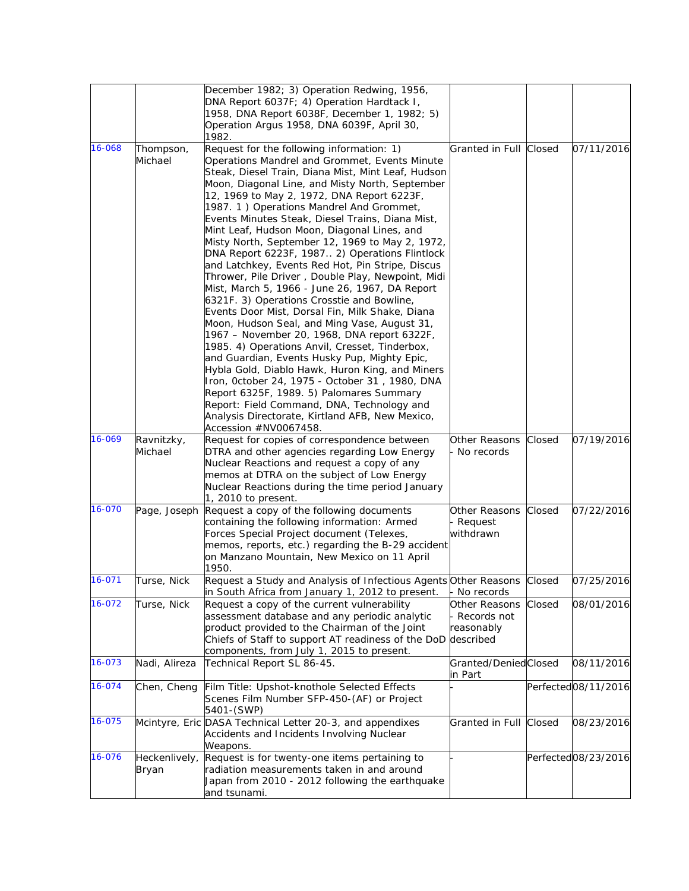| | | | | | |
|---|---|---|---|---|---|
| | | December 1982; 3) Operation Redwing, 1956, DNA Report 6037F; 4) Operation Hardtack I, 1958, DNA Report 6038F, December 1, 1982; 5) Operation Argus 1958, DNA 6039F, April 30, 1982. | | | |
| 16-068 | Thompson, Michael | Request for the following information: 1) Operations Mandrel and Grommet, Events Minute Steak, Diesel Train, Diana Mist, Mint Leaf, Hudson Moon, Diagonal Line, and Misty North, September 12, 1969 to May 2, 1972, DNA Report 6223F, 1987. 1 ) Operations Mandrel And Grommet, Events Minutes Steak, Diesel Trains, Diana Mist, Mint Leaf, Hudson Moon, Diagonal Lines, and Misty North, September 12, 1969 to May 2, 1972, DNA Report 6223F, 1987.. 2) Operations Flintlock and Latchkey, Events Red Hot, Pin Stripe, Discus Thrower, Pile Driver , Double Play, Newpoint, Midi Mist, March 5, 1966 - June 26, 1967, DA Report 6321F. 3) Operations Crosstie and Bowline, Events Door Mist, Dorsal Fin, Milk Shake, Diana Moon, Hudson Seal, and Ming Vase, August 31, 1967 – November 20, 1968, DNA report 6322F, 1985. 4) Operations Anvil, Cresset, Tinderbox, and Guardian, Events Husky Pup, Mighty Epic, Hybla Gold, Diablo Hawk, Huron King, and Miners Iron, 0ctober 24, 1975 - October 31 , 1980, DNA Report 6325F, 1989. 5) Palomares Summary Report: Field Command, DNA, Technology and Analysis Directorate, Kirtland AFB, New Mexico, Accession #NV0067458. | Granted in Full | Closed | 07/11/2016 |
| 16-069 | Ravnitzky, Michael | Request for copies of correspondence between DTRA and other agencies regarding Low Energy Nuclear Reactions and request a copy of any memos at DTRA on the subject of Low Energy Nuclear Reactions during the time period January 1, 2010 to present. | Other Reasons - No records | Closed | 07/19/2016 |
| 16-070 | Page, Joseph | Request a copy of the following documents containing the following information: Armed Forces Special Project document (Telexes, memos, reports, etc.) regarding the B-29 accident on Manzano Mountain, New Mexico on 11 April 1950. | Other Reasons - Request withdrawn | Closed | 07/22/2016 |
| 16-071 | Turse, Nick | Request a Study and Analysis of Infectious Agents in South Africa from January 1, 2012 to present. | Other Reasons - No records | Closed | 07/25/2016 |
| 16-072 | Turse, Nick | Request a copy of the current vulnerability assessment database and any periodic analytic product provided to the Chairman of the Joint Chiefs of Staff to support AT readiness of the DoD components, from July 1, 2015 to present. | Other Reasons - Records not reasonably described | Closed | 08/01/2016 |
| 16-073 | Nadi, Alireza | Technical Report SL 86-45. | Granted/Denied in Part | Closed | 08/11/2016 |
| 16-074 | Chen, Cheng | Film Title: Upshot-knothole Selected Effects Scenes Film Number SFP-450-(AF) or Project 5401-(SWP) | - | Perfected | 08/11/2016 |
| 16-075 | Mcintyre, Eric | DASA Technical Letter 20-3, and appendixes Accidents and Incidents Involving Nuclear Weapons. | Granted in Full | Closed | 08/23/2016 |
| 16-076 | Heckenlively, Bryan | Request is for twenty-one items pertaining to radiation measurements taken in and around Japan from 2010 - 2012 following the earthquake and tsunami. | - | Perfected | 08/23/2016 |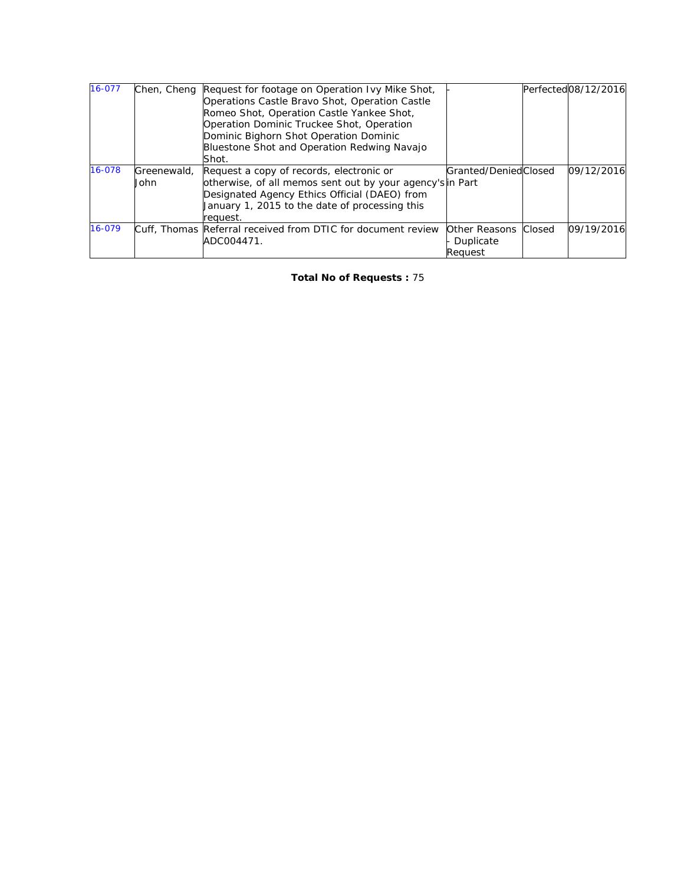| | | | | | |
|---|---|---|---|---|---|
| 16-077 | Chen, Cheng | Request for footage on Operation Ivy Mike Shot, Operations Castle Bravo Shot, Operation Castle Romeo Shot, Operation Castle Yankee Shot, Operation Dominic Truckee Shot, Operation Dominic Bighorn Shot Operation Dominic Bluestone Shot and Operation Redwing Navajo Shot. | - | Perfected | 08/12/2016 |
| 16-078 | Greenewald, John | Request a copy of records, electronic or otherwise, of all memos sent out by your agency's Designated Agency Ethics Official (DAEO) from January 1, 2015 to the date of processing this request. | Granted/Denied in Part | Closed | 09/12/2016 |
| 16-079 | Cuff, Thomas | Referral received from DTIC for document review ADC004471. | Other Reasons - Duplicate Request | Closed | 09/19/2016 |

**Total No of Requests :** 75